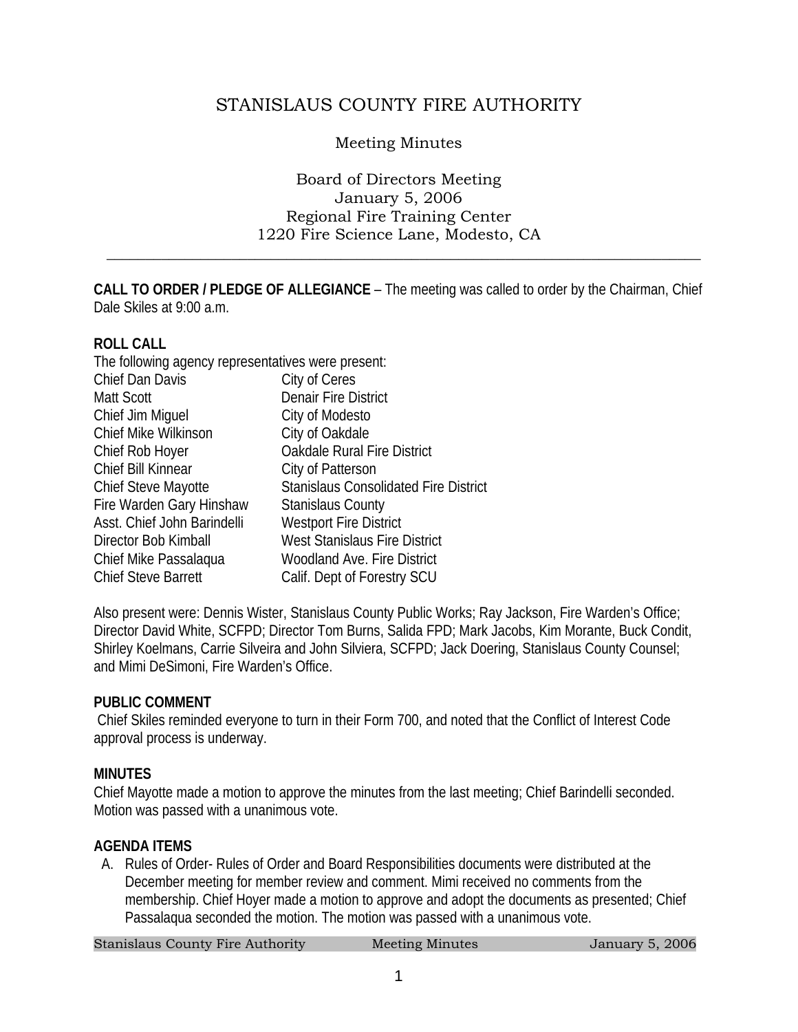# STANISLAUS COUNTY FIRE AUTHORITY

Meeting Minutes

Board of Directors Meeting
January 5, 2006
Regional Fire Training Center
1220 Fire Science Lane, Modesto, CA

---

**CALL TO ORDER / PLEDGE OF ALLEGIANCE** – The meeting was called to order by the Chairman, Chief Dale Skiles at 9:00 a.m.

**ROLL CALL**

The following agency representatives were present:

| | |
|---|---|
| Chief Dan Davis | City of Ceres |
| Matt Scott | Denair Fire District |
| Chief Jim Miguel | City of Modesto |
| Chief Mike Wilkinson | City of Oakdale |
| Chief Rob Hoyer | Oakdale Rural Fire District |
| Chief Bill Kinnear | City of Patterson |
| Chief Steve Mayotte | Stanislaus Consolidated Fire District |
| Fire Warden Gary Hinshaw | Stanislaus County |
| Asst. Chief John Barindelli | Westport Fire District |
| Director Bob Kimball | West Stanislaus Fire District |
| Chief Mike Passalaqua | Woodland Ave. Fire District |
| Chief Steve Barrett | Calif. Dept of Forestry SCU |

Also present were: Dennis Wister, Stanislaus County Public Works; Ray Jackson, Fire Warden's Office; Director David White, SCFPD; Director Tom Burns, Salida FPD; Mark Jacobs, Kim Morante, Buck Condit, Shirley Koelmans, Carrie Silveira and John Silviera, SCFPD; Jack Doering, Stanislaus County Counsel; and Mimi DeSimoni, Fire Warden's Office.

**PUBLIC COMMENT**

Chief Skiles reminded everyone to turn in their Form 700, and noted that the Conflict of Interest Code approval process is underway.

**MINUTES**

Chief Mayotte made a motion to approve the minutes from the last meeting; Chief Barindelli seconded. Motion was passed with a unanimous vote.

**AGENDA ITEMS**

A. Rules of Order- Rules of Order and Board Responsibilities documents were distributed at the December meeting for member review and comment. Mimi received no comments from the membership. Chief Hoyer made a motion to approve and adopt the documents as presented; Chief Passalaqua seconded the motion. The motion was passed with a unanimous vote.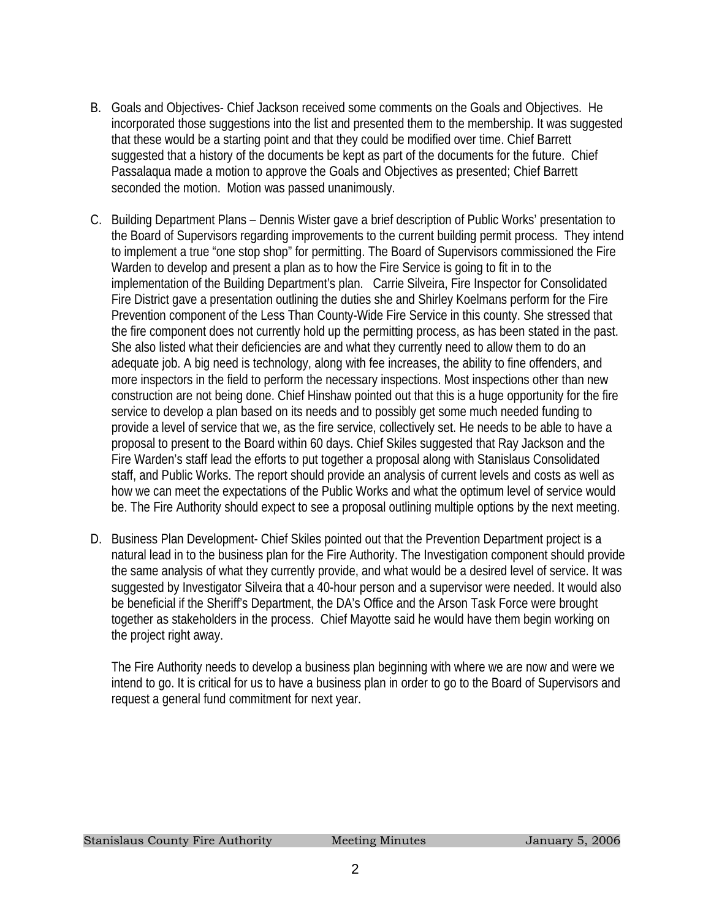B. Goals and Objectives- Chief Jackson received some comments on the Goals and Objectives. He incorporated those suggestions into the list and presented them to the membership. It was suggested that these would be a starting point and that they could be modified over time. Chief Barrett suggested that a history of the documents be kept as part of the documents for the future. Chief Passalaqua made a motion to approve the Goals and Objectives as presented; Chief Barrett seconded the motion. Motion was passed unanimously.

C. Building Department Plans – Dennis Wister gave a brief description of Public Works' presentation to the Board of Supervisors regarding improvements to the current building permit process. They intend to implement a true "one stop shop" for permitting. The Board of Supervisors commissioned the Fire Warden to develop and present a plan as to how the Fire Service is going to fit in to the implementation of the Building Department's plan. Carrie Silveira, Fire Inspector for Consolidated Fire District gave a presentation outlining the duties she and Shirley Koelmans perform for the Fire Prevention component of the Less Than County-Wide Fire Service in this county. She stressed that the fire component does not currently hold up the permitting process, as has been stated in the past. She also listed what their deficiencies are and what they currently need to allow them to do an adequate job. A big need is technology, along with fee increases, the ability to fine offenders, and more inspectors in the field to perform the necessary inspections. Most inspections other than new construction are not being done. Chief Hinshaw pointed out that this is a huge opportunity for the fire service to develop a plan based on its needs and to possibly get some much needed funding to provide a level of service that we, as the fire service, collectively set. He needs to be able to have a proposal to present to the Board within 60 days. Chief Skiles suggested that Ray Jackson and the Fire Warden's staff lead the efforts to put together a proposal along with Stanislaus Consolidated staff, and Public Works. The report should provide an analysis of current levels and costs as well as how we can meet the expectations of the Public Works and what the optimum level of service would be. The Fire Authority should expect to see a proposal outlining multiple options by the next meeting.

D. Business Plan Development- Chief Skiles pointed out that the Prevention Department project is a natural lead in to the business plan for the Fire Authority. The Investigation component should provide the same analysis of what they currently provide, and what would be a desired level of service. It was suggested by Investigator Silveira that a 40-hour person and a supervisor were needed. It would also be beneficial if the Sheriff's Department, the DA's Office and the Arson Task Force were brought together as stakeholders in the process. Chief Mayotte said he would have them begin working on the project right away.

   The Fire Authority needs to develop a business plan beginning with where we are now and were we intend to go. It is critical for us to have a business plan in order to go to the Board of Supervisors and request a general fund commitment for next year.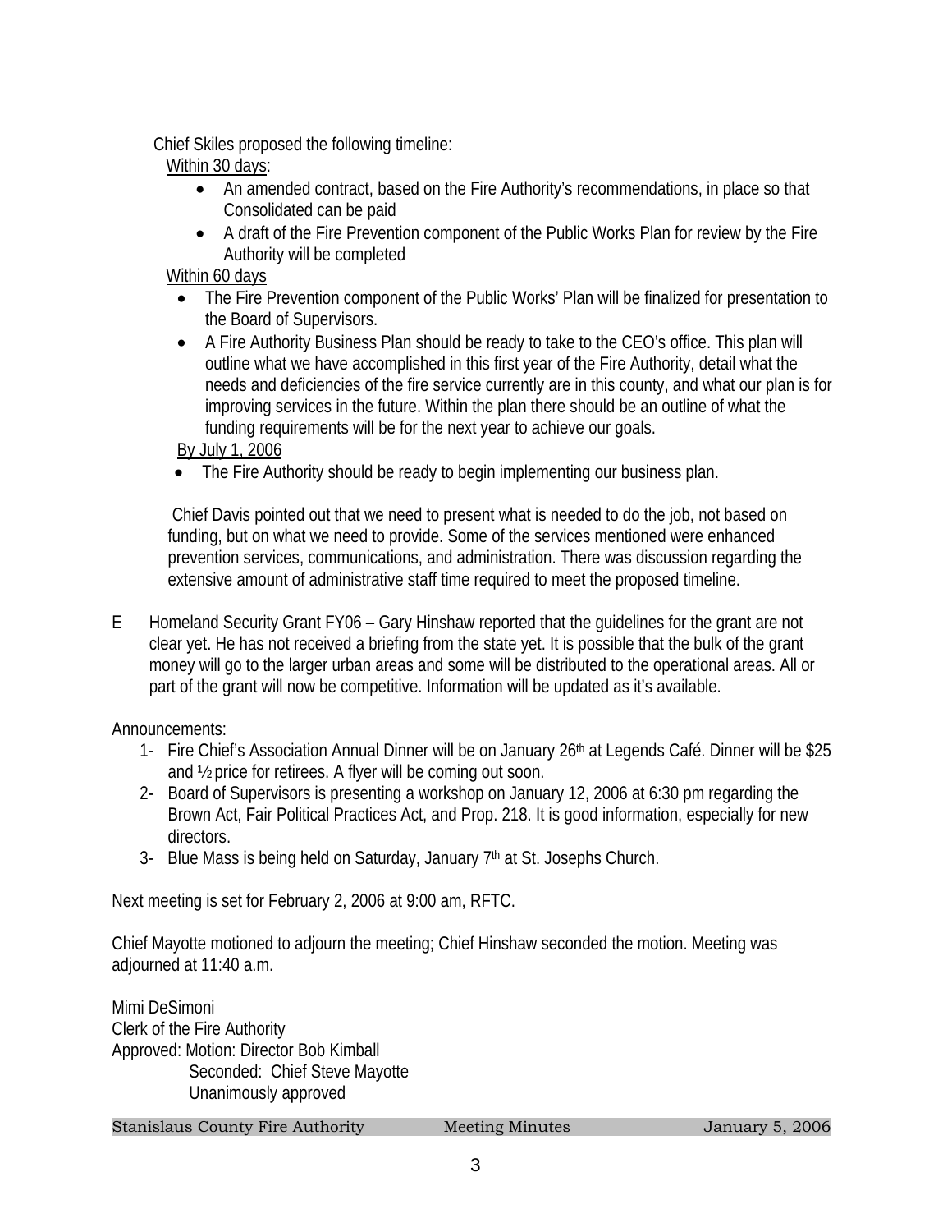Chief Skiles proposed the following timeline:

Within 30 days:

- An amended contract, based on the Fire Authority's recommendations, in place so that Consolidated can be paid
- A draft of the Fire Prevention component of the Public Works Plan for review by the Fire Authority will be completed

Within 60 days

- The Fire Prevention component of the Public Works' Plan will be finalized for presentation to the Board of Supervisors.
- A Fire Authority Business Plan should be ready to take to the CEO's office. This plan will outline what we have accomplished in this first year of the Fire Authority, detail what the needs and deficiencies of the fire service currently are in this county, and what our plan is for improving services in the future. Within the plan there should be an outline of what the funding requirements will be for the next year to achieve our goals.

By July 1, 2006

- The Fire Authority should be ready to begin implementing our business plan.

Chief Davis pointed out that we need to present what is needed to do the job, not based on funding, but on what we need to provide. Some of the services mentioned were enhanced prevention services, communications, and administration. There was discussion regarding the extensive amount of administrative staff time required to meet the proposed timeline.

E Homeland Security Grant FY06 – Gary Hinshaw reported that the guidelines for the grant are not clear yet. He has not received a briefing from the state yet. It is possible that the bulk of the grant money will go to the larger urban areas and some will be distributed to the operational areas. All or part of the grant will now be competitive. Information will be updated as it's available.

Announcements:

1- Fire Chief's Association Annual Dinner will be on January 26th at Legends Café. Dinner will be $25 and ½ price for retirees. A flyer will be coming out soon.
2- Board of Supervisors is presenting a workshop on January 12, 2006 at 6:30 pm regarding the Brown Act, Fair Political Practices Act, and Prop. 218. It is good information, especially for new directors.
3- Blue Mass is being held on Saturday, January 7th at St. Josephs Church.

Next meeting is set for February 2, 2006 at 9:00 am, RFTC.

Chief Mayotte motioned to adjourn the meeting; Chief Hinshaw seconded the motion. Meeting was adjourned at 11:40 a.m.

Mimi DeSimoni
Clerk of the Fire Authority
Approved: Motion: Director Bob Kimball
Seconded: Chief Steve Mayotte
Unanimously approved